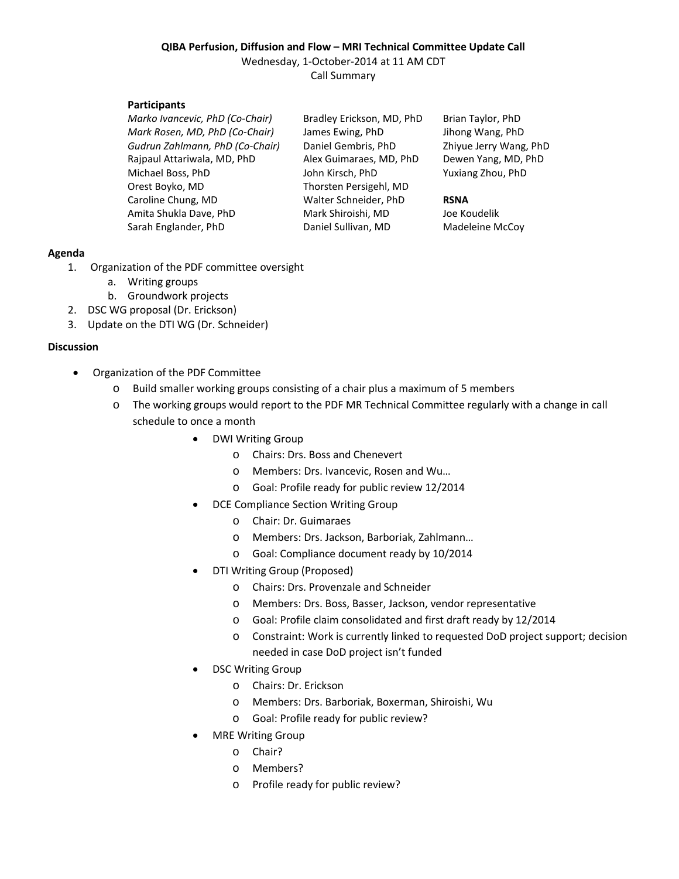**QIBA Perfusion, Diffusion and Flow – MRI Technical Committee Update Call**

Wednesday, 1-October-2014 at 11 AM CDT

Call Summary

**Participants**

*Marko Ivancevic, PhD (Co-Chair)*
*Mark Rosen, MD, PhD (Co-Chair)*
*Gudrun Zahlmann, PhD (Co-Chair)*
Rajpaul Attariwala, MD, PhD
Michael Boss, PhD
Orest Boyko, MD
Caroline Chung, MD
Amita Shukla Dave, PhD
Sarah Englander, PhD
Bradley Erickson, MD, PhD
James Ewing, PhD
Daniel Gembris, PhD
Alex Guimaraes, MD, PhD
John Kirsch, PhD
Thorsten Persigehl, MD
Walter Schneider, PhD
Mark Shiroishi, MD
Daniel Sullivan, MD
Brian Taylor, PhD
Jihong Wang, PhD
Zhiyue Jerry Wang, PhD
Dewen Yang, MD, PhD
Yuxiang Zhou, PhD

**RSNA**

Joe Koudelik
Madeleine McCoy

**Agenda**

1. Organization of the PDF committee oversight
   a. Writing groups
   b. Groundwork projects
2. DSC WG proposal (Dr. Erickson)
3. Update on the DTI WG (Dr. Schneider)

**Discussion**

- Organization of the PDF Committee
  - Build smaller working groups consisting of a chair plus a maximum of 5 members
  - The working groups would report to the PDF MR Technical Committee regularly with a change in call schedule to once a month
    - DWI Writing Group
      - Chairs: Drs. Boss and Chenevert
      - Members: Drs. Ivancevic, Rosen and Wu…
      - Goal: Profile ready for public review 12/2014
    - DCE Compliance Section Writing Group
      - Chair: Dr. Guimaraes
      - Members: Drs. Jackson, Barboriak, Zahlmann…
      - Goal: Compliance document ready by 10/2014
    - DTI Writing Group (Proposed)
      - Chairs: Drs. Provenzale and Schneider
      - Members: Drs. Boss, Basser, Jackson, vendor representative
      - Goal: Profile claim consolidated and first draft ready by 12/2014
      - Constraint: Work is currently linked to requested DoD project support; decision needed in case DoD project isn't funded
    - DSC Writing Group
      - Chairs: Dr. Erickson
      - Members: Drs. Barboriak, Boxerman, Shiroishi, Wu
      - Goal: Profile ready for public review?
    - MRE Writing Group
      - Chair?
      - Members?
      - Profile ready for public review?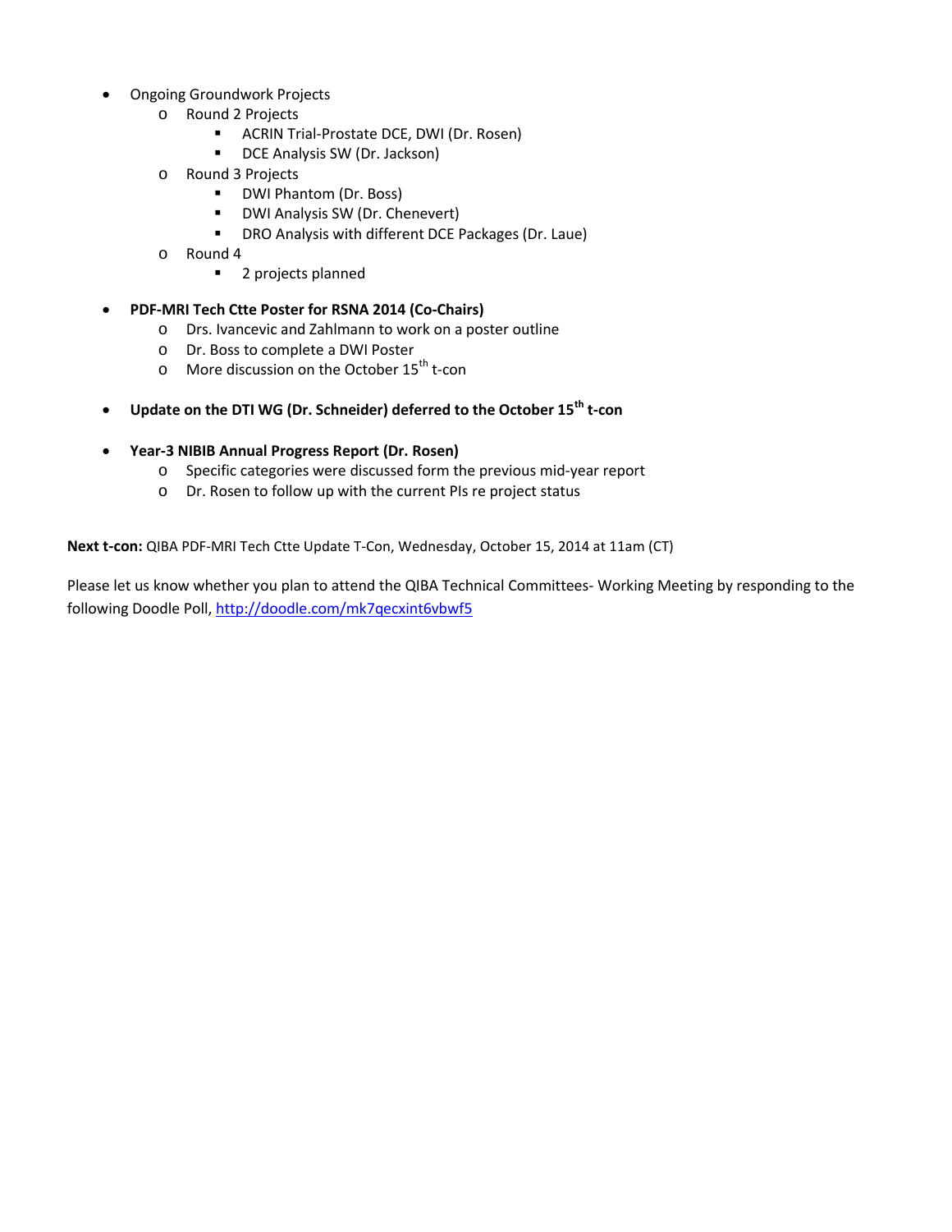- Ongoing Groundwork Projects
  - Round 2 Projects
    - ACRIN Trial-Prostate DCE, DWI (Dr. Rosen)
    - DCE Analysis SW (Dr. Jackson)
  - Round 3 Projects
    - DWI Phantom (Dr. Boss)
    - DWI Analysis SW (Dr. Chenevert)
    - DRO Analysis with different DCE Packages (Dr. Laue)
  - Round 4
    - 2 projects planned

- **PDF-MRI Tech Ctte Poster for RSNA 2014 (Co-Chairs)**
  - Drs. Ivancevic and Zahlmann to work on a poster outline
  - Dr. Boss to complete a DWI Poster
  - More discussion on the October 15th t-con

- **Update on the DTI WG (Dr. Schneider) deferred to the October 15th t-con**

- **Year-3 NIBIB Annual Progress Report (Dr. Rosen)**
  - Specific categories were discussed form the previous mid-year report
  - Dr. Rosen to follow up with the current PIs re project status

**Next t-con:** QIBA PDF-MRI Tech Ctte Update T-Con, Wednesday, October 15, 2014 at 11am (CT)

Please let us know whether you plan to attend the QIBA Technical Committees- Working Meeting by responding to the following Doodle Poll, http://doodle.com/mk7qecxint6vbwf5